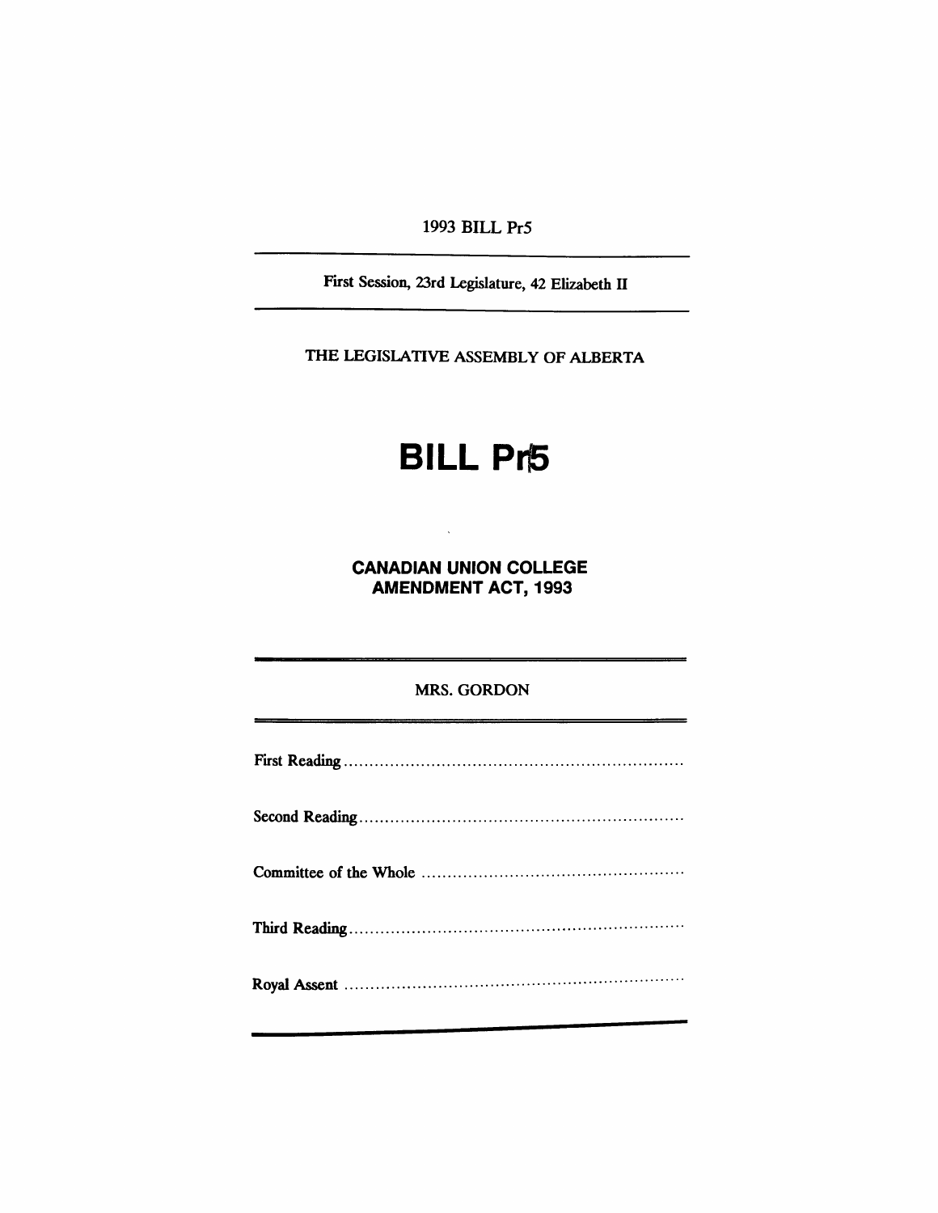1993 BILL Pr5

First Session, 23rd Legislature, 42 Elizabeth II

THE LEGISLATIVE ASSEMBLY OF ALBERTA

# BILL Pr5

## CANADIAN UNION COLLEGE AMENDMENT ACT, 1993

MRS. GORDON

First Reading ..................................................................

Second Reading ...............................................................

Committee of the Whole ...................................................

Third Reading .................................................................

Royal Assent ..................................................................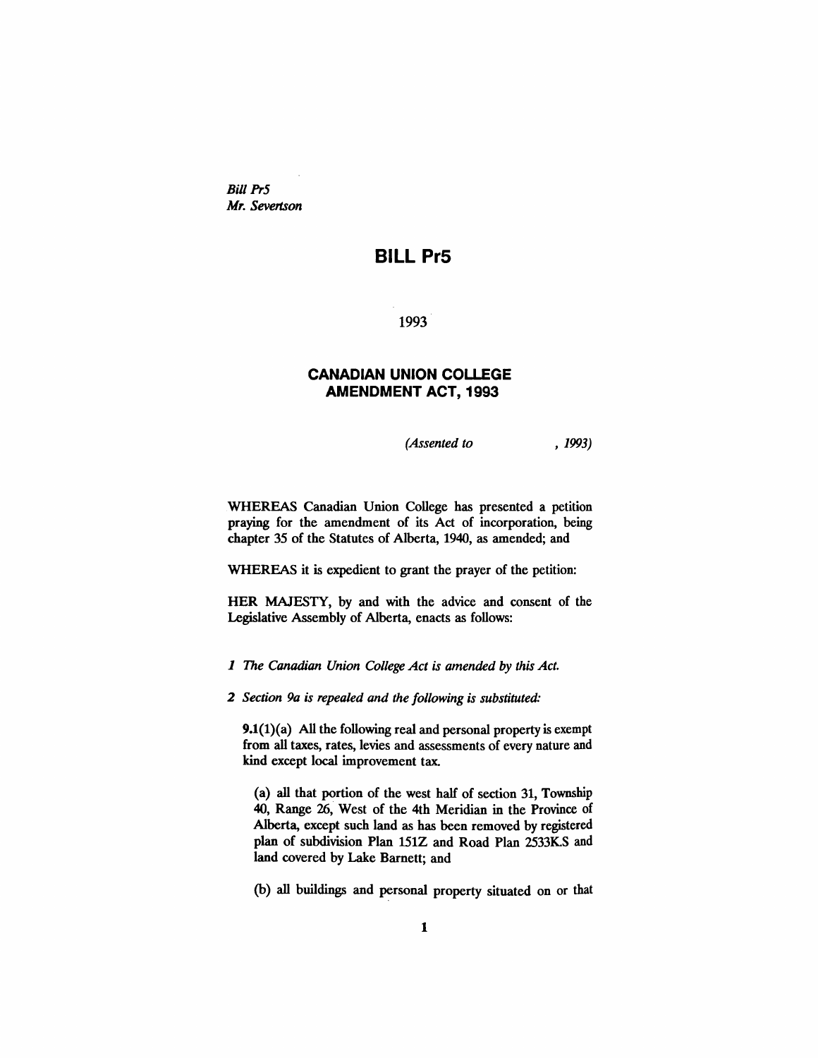*Bill Pr5*
*Mr. Severtson*

# BILL Pr5

1993

## CANADIAN UNION COLLEGE AMENDMENT ACT, 1993

*(Assented to , 1993)*

WHEREAS Canadian Union College has presented a petition praying for the amendment of its Act of incorporation, being chapter 35 of the Statutes of Alberta, 1940, as amended; and

WHEREAS it is expedient to grant the prayer of the petition:

HER MAJESTY, by and with the advice and consent of the Legislative Assembly of Alberta, enacts as follows:

*1 The Canadian Union College Act is amended by this Act.*

*2 Section 9a is repealed and the following is substituted:*

**9.1**(1)(a) All the following real and personal property is exempt from all taxes, rates, levies and assessments of every nature and kind except local improvement tax.

(a) all that portion of the west half of section 31, Township 40, Range 26, West of the 4th Meridian in the Province of Alberta, except such land as has been removed by registered plan of subdivision Plan 151Z and Road Plan 2533K.S and land covered by Lake Barnett; and

(b) all buildings and personal property situated on or that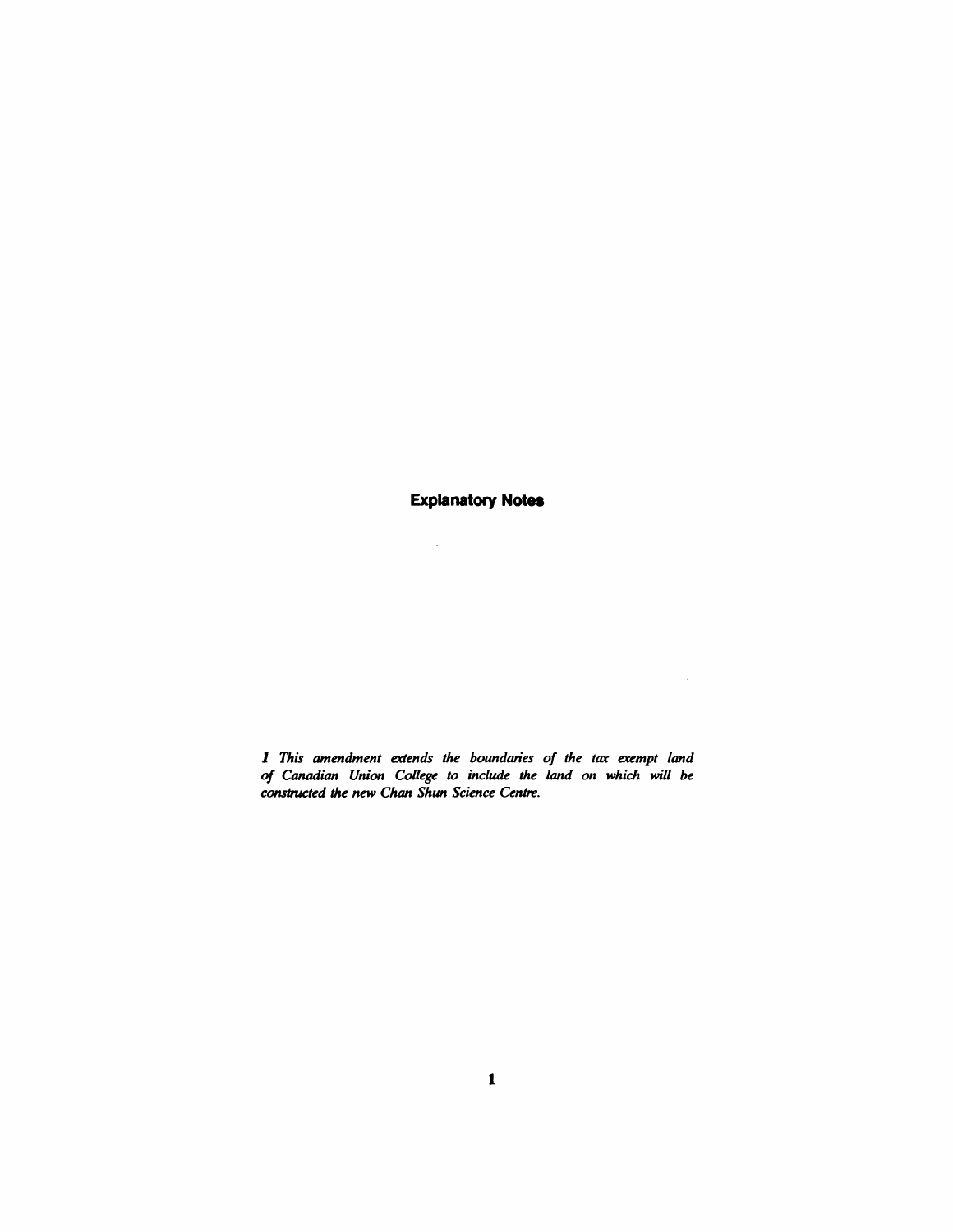## Explanatory Notes

*1 This amendment extends the boundaries of the tax exempt land of Canadian Union College to include the land on which will be constructed the new Chan Shun Science Centre.*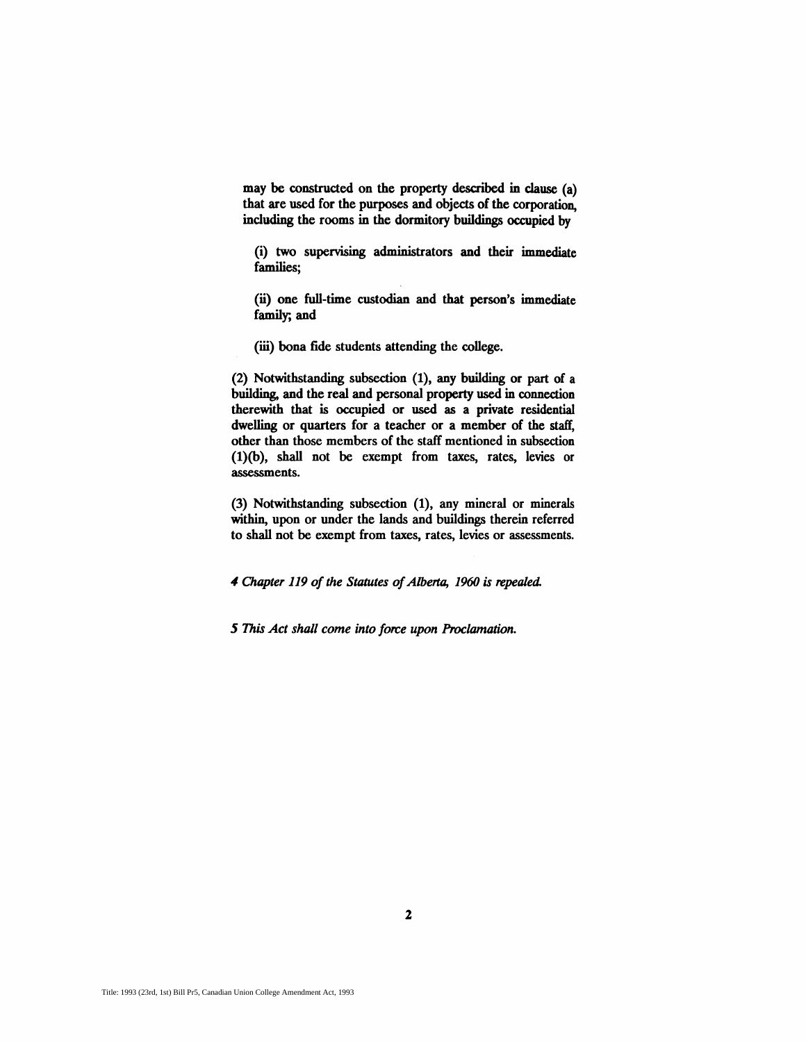may be constructed on the property described in clause (a) that are used for the purposes and objects of the corporation, including the rooms in the dormitory buildings occupied by

(i) two supervising administrators and their immediate families;

(ii) one full-time custodian and that person's immediate family; and

(iii) bona fide students attending the college.

(2) Notwithstanding subsection (1), any building or part of a building, and the real and personal property used in connection therewith that is occupied or used as a private residential dwelling or quarters for a teacher or a member of the staff, other than those members of the staff mentioned in subsection (1)(b), shall not be exempt from taxes, rates, levies or assessments.

(3) Notwithstanding subsection (1), any mineral or minerals within, upon or under the lands and buildings therein referred to shall not be exempt from taxes, rates, levies or assessments.

*4 Chapter 119 of the Statutes of Alberta, 1960 is repealed.*

*5 This Act shall come into force upon Proclamation.*